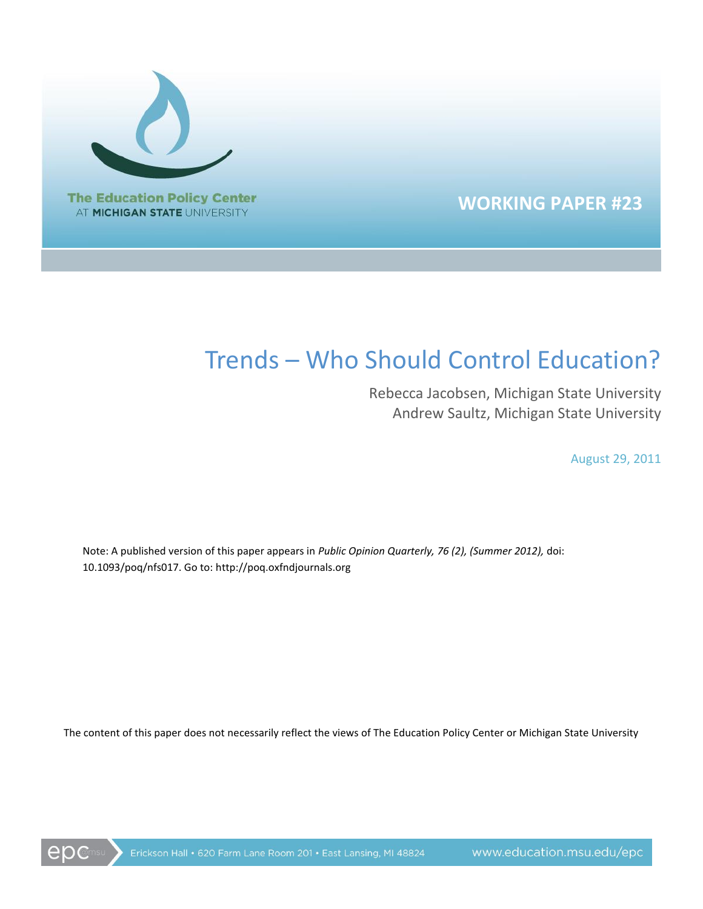The Education Policy Center
AT MICHIGAN STATE UNIVERSITY

**WORKING PAPER #23**

# Trends – Who Should Control Education?

Rebecca Jacobsen, Michigan State University
Andrew Saultz, Michigan State University

August 29, 2011

Note: A published version of this paper appears in *Public Opinion Quarterly, 76 (2), (Summer 2012),* doi: 10.1093/poq/nfs017. Go to: http://poq.oxfndjournals.org

The content of this paper does not necessarily reflect the views of The Education Policy Center or Michigan State University

epc@msu Erickson Hall • 620 Farm Lane Room 201 • East Lansing, MI 48824 www.education.msu.edu/epc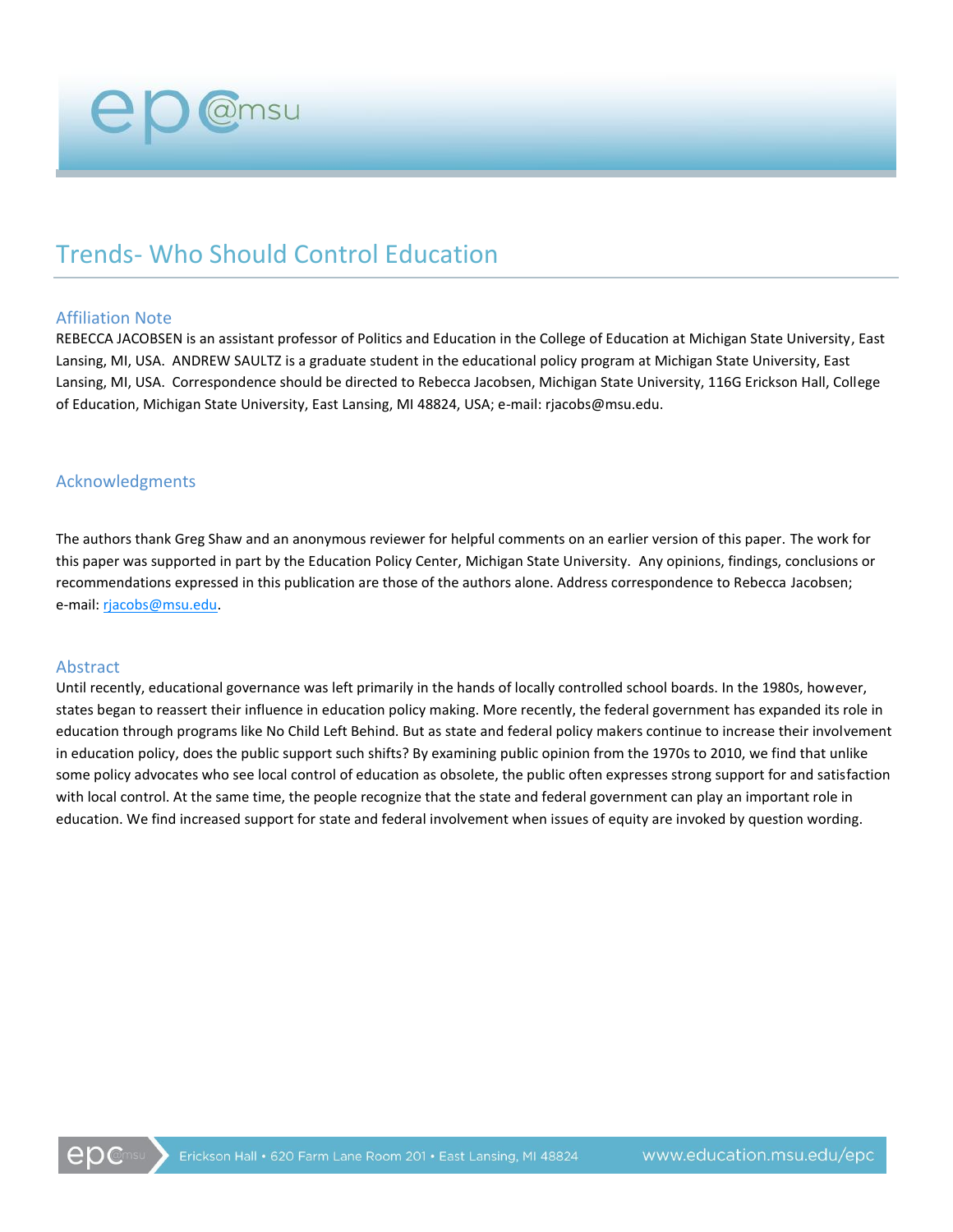# Trends- Who Should Control Education

## Affiliation Note

REBECCA JACOBSEN is an assistant professor of Politics and Education in the College of Education at Michigan State University, East Lansing, MI, USA. ANDREW SAULTZ is a graduate student in the educational policy program at Michigan State University, East Lansing, MI, USA. Correspondence should be directed to Rebecca Jacobsen, Michigan State University, 116G Erickson Hall, College of Education, Michigan State University, East Lansing, MI 48824, USA; e-mail: rjacobs@msu.edu.

## Acknowledgments

The authors thank Greg Shaw and an anonymous reviewer for helpful comments on an earlier version of this paper. The work for this paper was supported in part by the Education Policy Center, Michigan State University. Any opinions, findings, conclusions or recommendations expressed in this publication are those of the authors alone. Address correspondence to Rebecca Jacobsen; e-mail: rjacobs@msu.edu.

## Abstract

Until recently, educational governance was left primarily in the hands of locally controlled school boards. In the 1980s, however, states began to reassert their influence in education policy making. More recently, the federal government has expanded its role in education through programs like No Child Left Behind. But as state and federal policy makers continue to increase their involvement in education policy, does the public support such shifts? By examining public opinion from the 1970s to 2010, we find that unlike some policy advocates who see local control of education as obsolete, the public often expresses strong support for and satisfaction with local control. At the same time, the people recognize that the state and federal government can play an important role in education. We find increased support for state and federal involvement when issues of equity are invoked by question wording.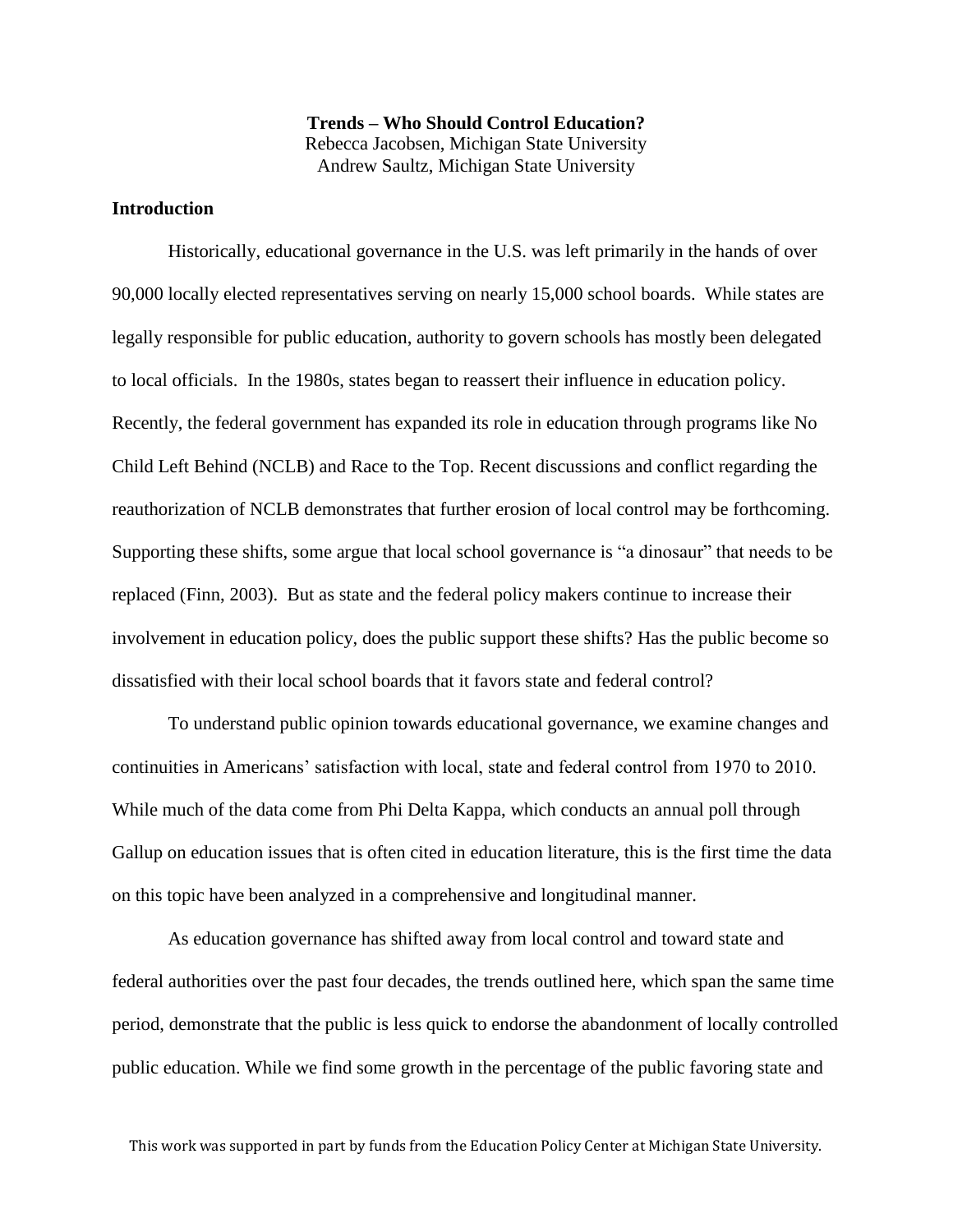**Trends – Who Should Control Education?**

Rebecca Jacobsen, Michigan State University

Andrew Saultz, Michigan State University

## Introduction

Historically, educational governance in the U.S. was left primarily in the hands of over 90,000 locally elected representatives serving on nearly 15,000 school boards. While states are legally responsible for public education, authority to govern schools has mostly been delegated to local officials. In the 1980s, states began to reassert their influence in education policy. Recently, the federal government has expanded its role in education through programs like No Child Left Behind (NCLB) and Race to the Top. Recent discussions and conflict regarding the reauthorization of NCLB demonstrates that further erosion of local control may be forthcoming. Supporting these shifts, some argue that local school governance is "a dinosaur" that needs to be replaced (Finn, 2003). But as state and the federal policy makers continue to increase their involvement in education policy, does the public support these shifts? Has the public become so dissatisfied with their local school boards that it favors state and federal control?

To understand public opinion towards educational governance, we examine changes and continuities in Americans' satisfaction with local, state and federal control from 1970 to 2010. While much of the data come from Phi Delta Kappa, which conducts an annual poll through Gallup on education issues that is often cited in education literature, this is the first time the data on this topic have been analyzed in a comprehensive and longitudinal manner.

As education governance has shifted away from local control and toward state and federal authorities over the past four decades, the trends outlined here, which span the same time period, demonstrate that the public is less quick to endorse the abandonment of locally controlled public education. While we find some growth in the percentage of the public favoring state and

This work was supported in part by funds from the Education Policy Center at Michigan State University.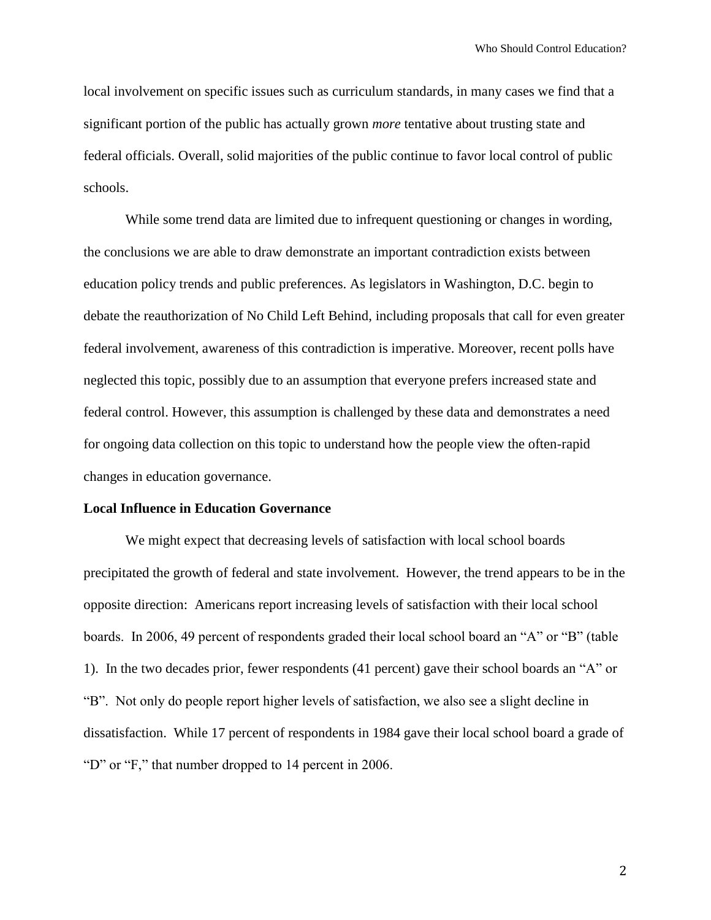local involvement on specific issues such as curriculum standards, in many cases we find that a significant portion of the public has actually grown *more* tentative about trusting state and federal officials. Overall, solid majorities of the public continue to favor local control of public schools.

While some trend data are limited due to infrequent questioning or changes in wording, the conclusions we are able to draw demonstrate an important contradiction exists between education policy trends and public preferences. As legislators in Washington, D.C. begin to debate the reauthorization of No Child Left Behind, including proposals that call for even greater federal involvement, awareness of this contradiction is imperative. Moreover, recent polls have neglected this topic, possibly due to an assumption that everyone prefers increased state and federal control. However, this assumption is challenged by these data and demonstrates a need for ongoing data collection on this topic to understand how the people view the often-rapid changes in education governance.

**Local Influence in Education Governance**

We might expect that decreasing levels of satisfaction with local school boards precipitated the growth of federal and state involvement. However, the trend appears to be in the opposite direction: Americans report increasing levels of satisfaction with their local school boards. In 2006, 49 percent of respondents graded their local school board an "A" or "B" (table 1). In the two decades prior, fewer respondents (41 percent) gave their school boards an "A" or "B". Not only do people report higher levels of satisfaction, we also see a slight decline in dissatisfaction. While 17 percent of respondents in 1984 gave their local school board a grade of "D" or "F," that number dropped to 14 percent in 2006.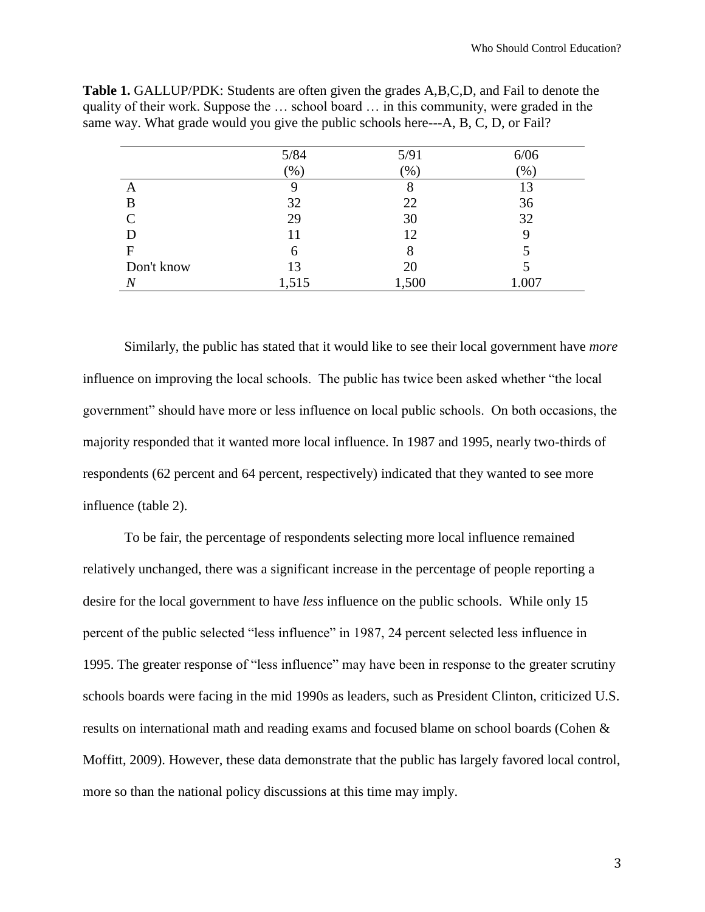**Table 1.** GALLUP/PDK: Students are often given the grades A,B,C,D, and Fail to denote the quality of their work. Suppose the … school board … in this community, were graded in the same way. What grade would you give the public schools here---A, B, C, D, or Fail?

| | 5/84 (%) | 5/91 (%) | 6/06 (%) |
|---|---|---|---|
| A | 9 | 8 | 13 |
| B | 32 | 22 | 36 |
| C | 29 | 30 | 32 |
| D | 11 | 12 | 9 |
| F | 6 | 8 | 5 |
| Don't know | 13 | 20 | 5 |
| *N* | 1,515 | 1,500 | 1.007 |

Similarly, the public has stated that it would like to see their local government have *more* influence on improving the local schools. The public has twice been asked whether "the local government" should have more or less influence on local public schools. On both occasions, the majority responded that it wanted more local influence. In 1987 and 1995, nearly two-thirds of respondents (62 percent and 64 percent, respectively) indicated that they wanted to see more influence (table 2).

To be fair, the percentage of respondents selecting more local influence remained relatively unchanged, there was a significant increase in the percentage of people reporting a desire for the local government to have *less* influence on the public schools. While only 15 percent of the public selected "less influence" in 1987, 24 percent selected less influence in 1995. The greater response of "less influence" may have been in response to the greater scrutiny schools boards were facing in the mid 1990s as leaders, such as President Clinton, criticized U.S. results on international math and reading exams and focused blame on school boards (Cohen & Moffitt, 2009). However, these data demonstrate that the public has largely favored local control, more so than the national policy discussions at this time may imply.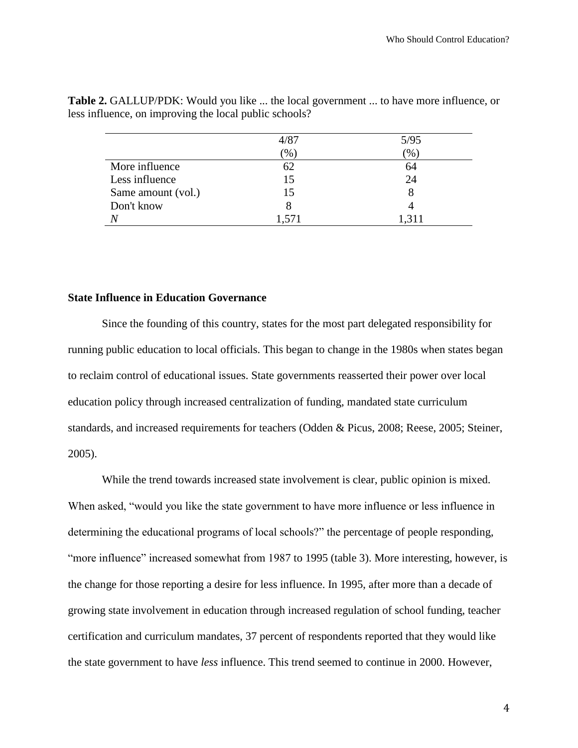**Table 2.** GALLUP/PDK: Would you like ... the local government ... to have more influence, or less influence, on improving the local public schools?

| | 4/87 (%) | 5/95 (%) |
|---|---|---|
| More influence | 62 | 64 |
| Less influence | 15 | 24 |
| Same amount (vol.) | 15 | 8 |
| Don't know | 8 | 4 |
| *N* | 1,571 | 1,311 |

### State Influence in Education Governance

Since the founding of this country, states for the most part delegated responsibility for running public education to local officials. This began to change in the 1980s when states began to reclaim control of educational issues. State governments reasserted their power over local education policy through increased centralization of funding, mandated state curriculum standards, and increased requirements for teachers (Odden & Picus, 2008; Reese, 2005; Steiner, 2005).

While the trend towards increased state involvement is clear, public opinion is mixed. When asked, "would you like the state government to have more influence or less influence in determining the educational programs of local schools?" the percentage of people responding, "more influence" increased somewhat from 1987 to 1995 (table 3). More interesting, however, is the change for those reporting a desire for less influence. In 1995, after more than a decade of growing state involvement in education through increased regulation of school funding, teacher certification and curriculum mandates, 37 percent of respondents reported that they would like the state government to have *less* influence. This trend seemed to continue in 2000. However,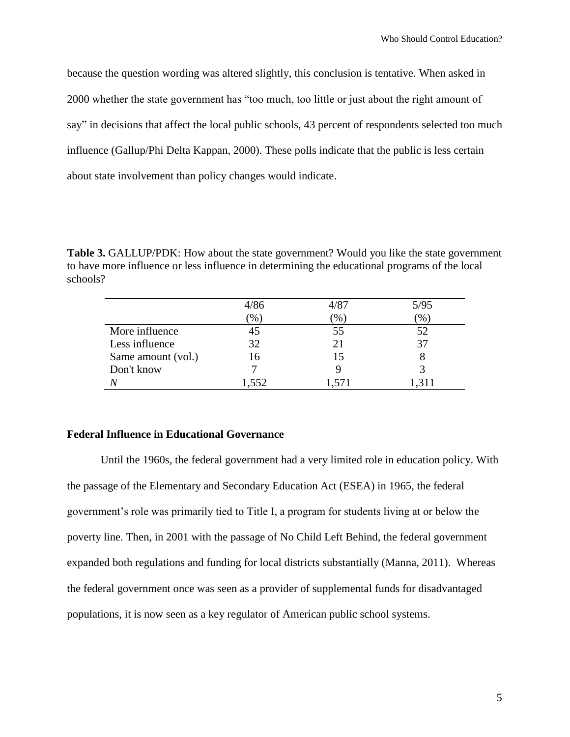because the question wording was altered slightly, this conclusion is tentative. When asked in 2000 whether the state government has "too much, too little or just about the right amount of say" in decisions that affect the local public schools, 43 percent of respondents selected too much influence (Gallup/Phi Delta Kappan, 2000). These polls indicate that the public is less certain about state involvement than policy changes would indicate.

**Table 3.** GALLUP/PDK: How about the state government? Would you like the state government to have more influence or less influence in determining the educational programs of the local schools?

| | 4/86 (%) | 4/87 (%) | 5/95 (%) |
|---|---|---|---|
| More influence | 45 | 55 | 52 |
| Less influence | 32 | 21 | 37 |
| Same amount (vol.) | 16 | 15 | 8 |
| Don't know | 7 | 9 | 3 |
| *N* | 1,552 | 1,571 | 1,311 |

### Federal Influence in Educational Governance

Until the 1960s, the federal government had a very limited role in education policy. With the passage of the Elementary and Secondary Education Act (ESEA) in 1965, the federal government's role was primarily tied to Title I, a program for students living at or below the poverty line. Then, in 2001 with the passage of No Child Left Behind, the federal government expanded both regulations and funding for local districts substantially (Manna, 2011). Whereas the federal government once was seen as a provider of supplemental funds for disadvantaged populations, it is now seen as a key regulator of American public school systems.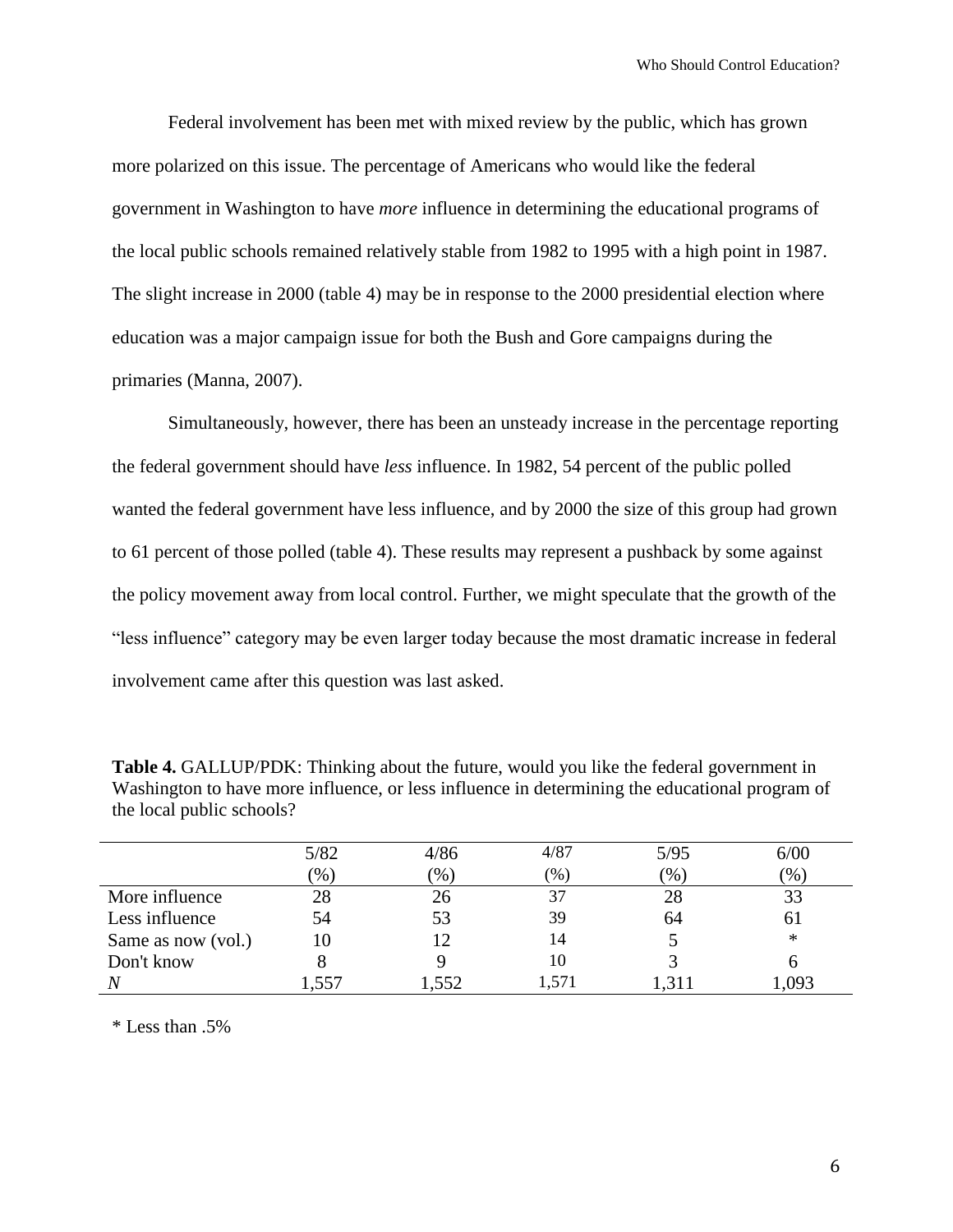Federal involvement has been met with mixed review by the public, which has grown more polarized on this issue. The percentage of Americans who would like the federal government in Washington to have *more* influence in determining the educational programs of the local public schools remained relatively stable from 1982 to 1995 with a high point in 1987. The slight increase in 2000 (table 4) may be in response to the 2000 presidential election where education was a major campaign issue for both the Bush and Gore campaigns during the primaries (Manna, 2007).

Simultaneously, however, there has been an unsteady increase in the percentage reporting the federal government should have *less* influence. In 1982, 54 percent of the public polled wanted the federal government have less influence, and by 2000 the size of this group had grown to 61 percent of those polled (table 4). These results may represent a pushback by some against the policy movement away from local control. Further, we might speculate that the growth of the "less influence" category may be even larger today because the most dramatic increase in federal involvement came after this question was last asked.

**Table 4.** GALLUP/PDK: Thinking about the future, would you like the federal government in Washington to have more influence, or less influence in determining the educational program of the local public schools?

| | 5/82 (%) | 4/86 (%) | 4/87 (%) | 5/95 (%) | 6/00 (%) |
|---|---|---|---|---|---|
| More influence | 28 | 26 | 37 | 28 | 33 |
| Less influence | 54 | 53 | 39 | 64 | 61 |
| Same as now (vol.) | 10 | 12 | 14 | 5 | * |
| Don't know | 8 | 9 | 10 | 3 | 6 |
| *N* | 1,557 | 1,552 | 1,571 | 1,311 | 1,093 |

* Less than .5%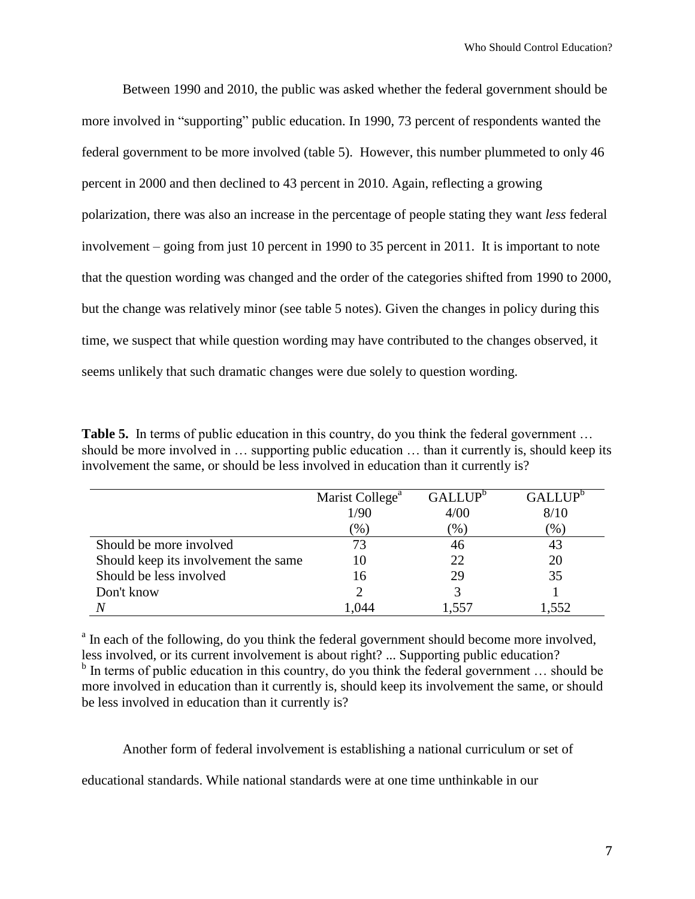Between 1990 and 2010, the public was asked whether the federal government should be more involved in "supporting" public education. In 1990, 73 percent of respondents wanted the federal government to be more involved (table 5). However, this number plummeted to only 46 percent in 2000 and then declined to 43 percent in 2010. Again, reflecting a growing polarization, there was also an increase in the percentage of people stating they want *less* federal involvement – going from just 10 percent in 1990 to 35 percent in 2011. It is important to note that the question wording was changed and the order of the categories shifted from 1990 to 2000, but the change was relatively minor (see table 5 notes). Given the changes in policy during this time, we suspect that while question wording may have contributed to the changes observed, it seems unlikely that such dramatic changes were due solely to question wording.

**Table 5.** In terms of public education in this country, do you think the federal government … should be more involved in … supporting public education … than it currently is, should keep its involvement the same, or should be less involved in education than it currently is?

| | Marist College[a] 1/90 (%) | GALLUP[b] 4/00 (%) | GALLUP[b] 8/10 (%) |
|---|---|---|---|
| Should be more involved | 73 | 46 | 43 |
| Should keep its involvement the same | 10 | 22 | 20 |
| Should be less involved | 16 | 29 | 35 |
| Don't know | 2 | 3 | 1 |
| *N* | 1,044 | 1,557 | 1,552 |

[a] In each of the following, do you think the federal government should become more involved, less involved, or its current involvement is about right? ... Supporting public education?
[b] In terms of public education in this country, do you think the federal government … should be more involved in education than it currently is, should keep its involvement the same, or should be less involved in education than it currently is?

Another form of federal involvement is establishing a national curriculum or set of educational standards. While national standards were at one time unthinkable in our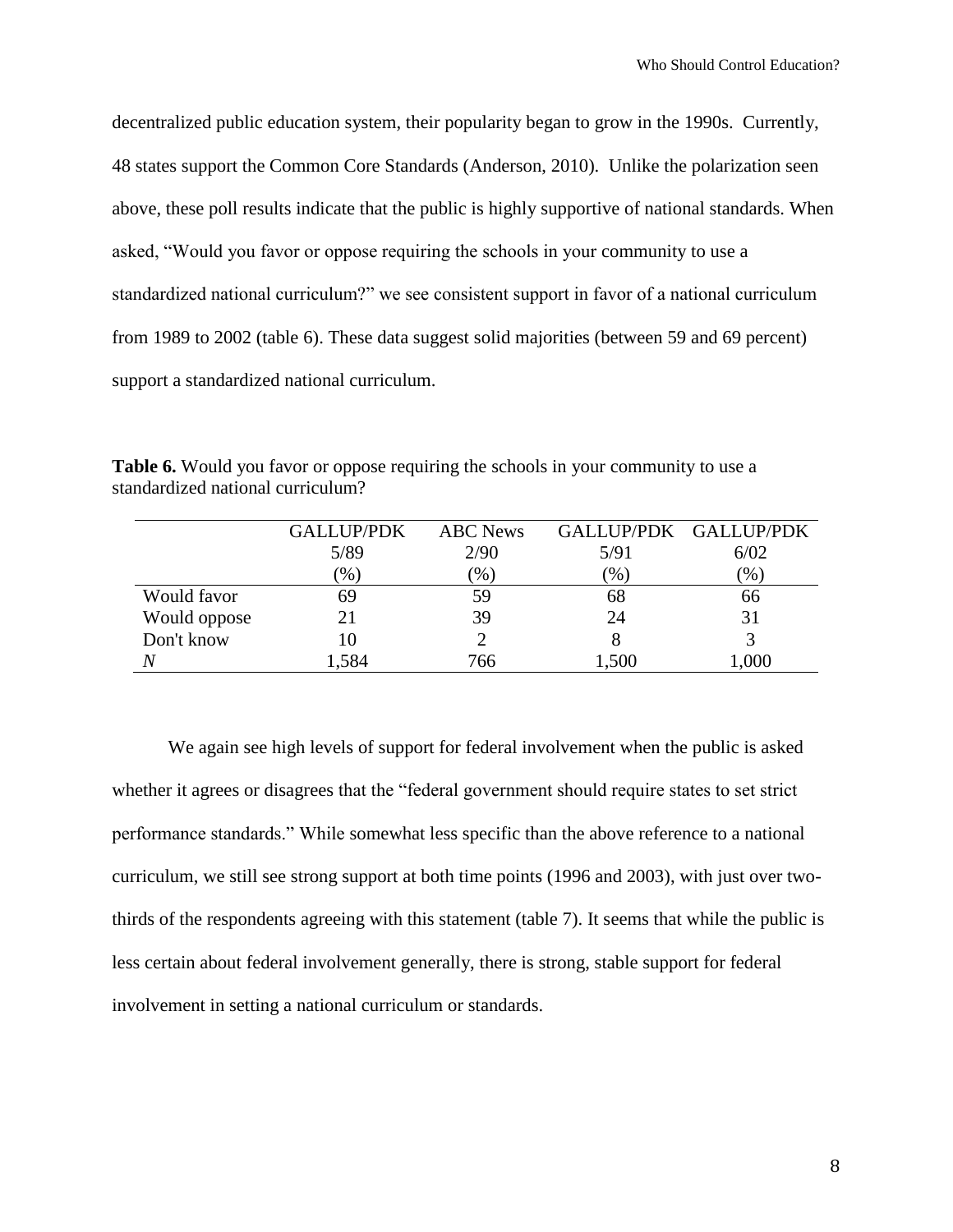decentralized public education system, their popularity began to grow in the 1990s. Currently, 48 states support the Common Core Standards (Anderson, 2010). Unlike the polarization seen above, these poll results indicate that the public is highly supportive of national standards. When asked, "Would you favor or oppose requiring the schools in your community to use a standardized national curriculum?" we see consistent support in favor of a national curriculum from 1989 to 2002 (table 6). These data suggest solid majorities (between 59 and 69 percent) support a standardized national curriculum.

**Table 6.** Would you favor or oppose requiring the schools in your community to use a standardized national curriculum?

| | GALLUP/PDK 5/89 (%) | ABC News 2/90 (%) | GALLUP/PDK 5/91 (%) | GALLUP/PDK 6/02 (%) |
|---|---|---|---|---|
| Would favor | 69 | 59 | 68 | 66 |
| Would oppose | 21 | 39 | 24 | 31 |
| Don't know | 10 | 2 | 8 | 3 |
| *N* | 1,584 | 766 | 1,500 | 1,000 |

We again see high levels of support for federal involvement when the public is asked whether it agrees or disagrees that the "federal government should require states to set strict performance standards." While somewhat less specific than the above reference to a national curriculum, we still see strong support at both time points (1996 and 2003), with just over two-thirds of the respondents agreeing with this statement (table 7). It seems that while the public is less certain about federal involvement generally, there is strong, stable support for federal involvement in setting a national curriculum or standards.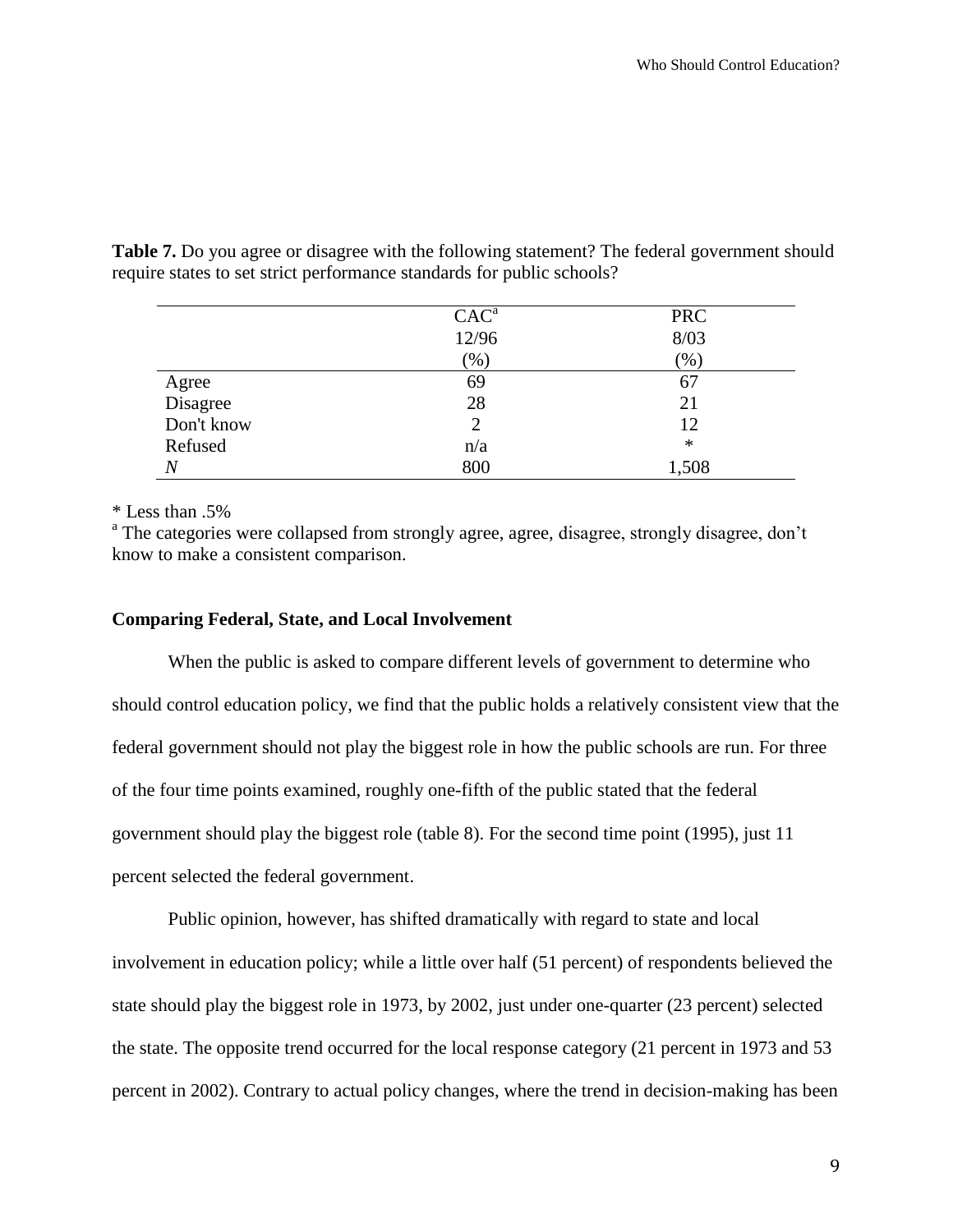**Table 7.** Do you agree or disagree with the following statement? The federal government should require states to set strict performance standards for public schools?

| | CAC[a] 12/96 (%) | PRC 8/03 (%) |
|---|---|---|
| Agree | 69 | 67 |
| Disagree | 28 | 21 |
| Don't know | 2 | 12 |
| Refused | n/a | * |
| *N* | 800 | 1,508 |

\* Less than .5%

[a] The categories were collapsed from strongly agree, agree, disagree, strongly disagree, don't know to make a consistent comparison.

**Comparing Federal, State, and Local Involvement**

When the public is asked to compare different levels of government to determine who should control education policy, we find that the public holds a relatively consistent view that the federal government should not play the biggest role in how the public schools are run. For three of the four time points examined, roughly one-fifth of the public stated that the federal government should play the biggest role (table 8). For the second time point (1995), just 11 percent selected the federal government.

Public opinion, however, has shifted dramatically with regard to state and local involvement in education policy; while a little over half (51 percent) of respondents believed the state should play the biggest role in 1973, by 2002, just under one-quarter (23 percent) selected the state. The opposite trend occurred for the local response category (21 percent in 1973 and 53 percent in 2002). Contrary to actual policy changes, where the trend in decision-making has been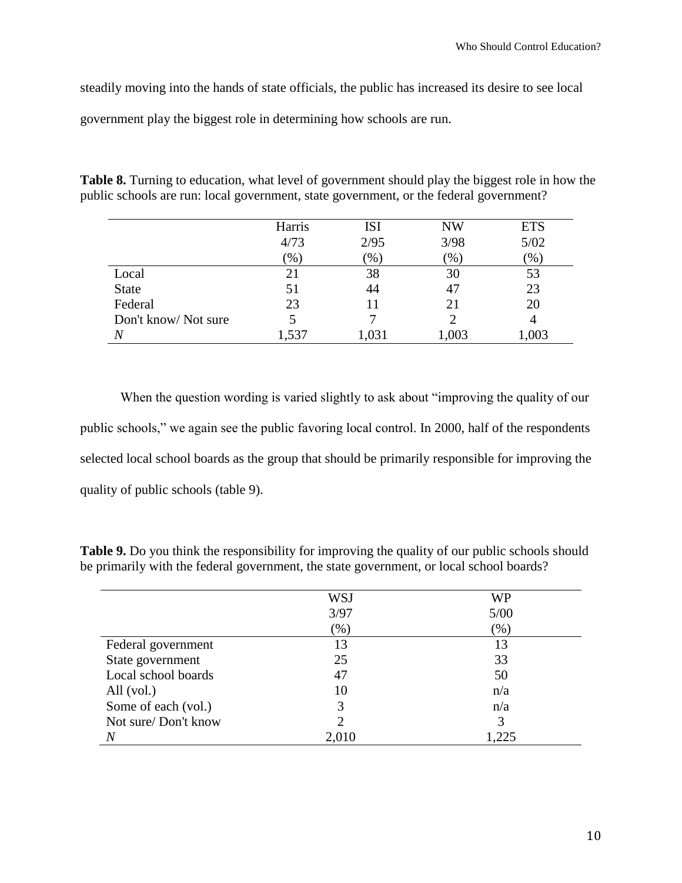steadily moving into the hands of state officials, the public has increased its desire to see local government play the biggest role in determining how schools are run.

**Table 8.** Turning to education, what level of government should play the biggest role in how the public schools are run: local government, state government, or the federal government?

| | Harris 4/73 (%) | ISI 2/95 (%) | NW 3/98 (%) | ETS 5/02 (%) |
|---|---|---|---|---|
| Local | 21 | 38 | 30 | 53 |
| State | 51 | 44 | 47 | 23 |
| Federal | 23 | 11 | 21 | 20 |
| Don't know/ Not sure | 5 | 7 | 2 | 4 |
| *N* | 1,537 | 1,031 | 1,003 | 1,003 |

When the question wording is varied slightly to ask about "improving the quality of our public schools," we again see the public favoring local control. In 2000, half of the respondents selected local school boards as the group that should be primarily responsible for improving the quality of public schools (table 9).

**Table 9.** Do you think the responsibility for improving the quality of our public schools should be primarily with the federal government, the state government, or local school boards?

| | WSJ 3/97 (%) | WP 5/00 (%) |
|---|---|---|
| Federal government | 13 | 13 |
| State government | 25 | 33 |
| Local school boards | 47 | 50 |
| All (vol.) | 10 | n/a |
| Some of each (vol.) | 3 | n/a |
| Not sure/ Don't know | 2 | 3 |
| *N* | 2,010 | 1,225 |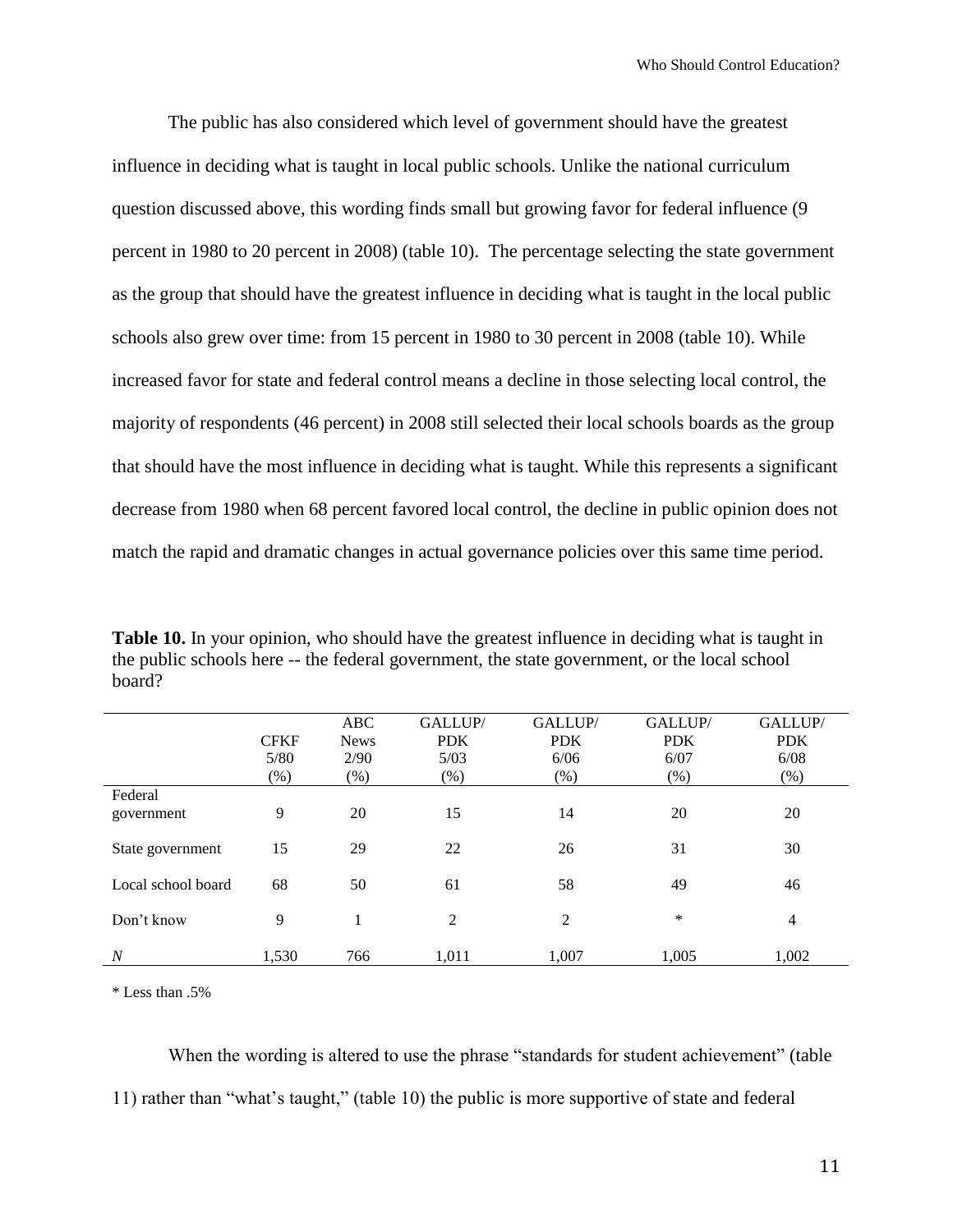The public has also considered which level of government should have the greatest influence in deciding what is taught in local public schools. Unlike the national curriculum question discussed above, this wording finds small but growing favor for federal influence (9 percent in 1980 to 20 percent in 2008) (table 10). The percentage selecting the state government as the group that should have the greatest influence in deciding what is taught in the local public schools also grew over time: from 15 percent in 1980 to 30 percent in 2008 (table 10). While increased favor for state and federal control means a decline in those selecting local control, the majority of respondents (46 percent) in 2008 still selected their local schools boards as the group that should have the most influence in deciding what is taught. While this represents a significant decrease from 1980 when 68 percent favored local control, the decline in public opinion does not match the rapid and dramatic changes in actual governance policies over this same time period.

**Table 10.** In your opinion, who should have the greatest influence in deciding what is taught in the public schools here -- the federal government, the state government, or the local school board?

| | CFKF 5/80 (%) | ABC News 2/90 (%) | GALLUP/ PDK 5/03 (%) | GALLUP/ PDK 6/06 (%) | GALLUP/ PDK 6/07 (%) | GALLUP/ PDK 6/08 (%) |
|---|---|---|---|---|---|---|
| Federal government | 9 | 20 | 15 | 14 | 20 | 20 |
| State government | 15 | 29 | 22 | 26 | 31 | 30 |
| Local school board | 68 | 50 | 61 | 58 | 49 | 46 |
| Don't know | 9 | 1 | 2 | 2 | * | 4 |
| *N* | 1,530 | 766 | 1,011 | 1,007 | 1,005 | 1,002 |

* Less than .5%

When the wording is altered to use the phrase "standards for student achievement" (table 11) rather than "what's taught," (table 10) the public is more supportive of state and federal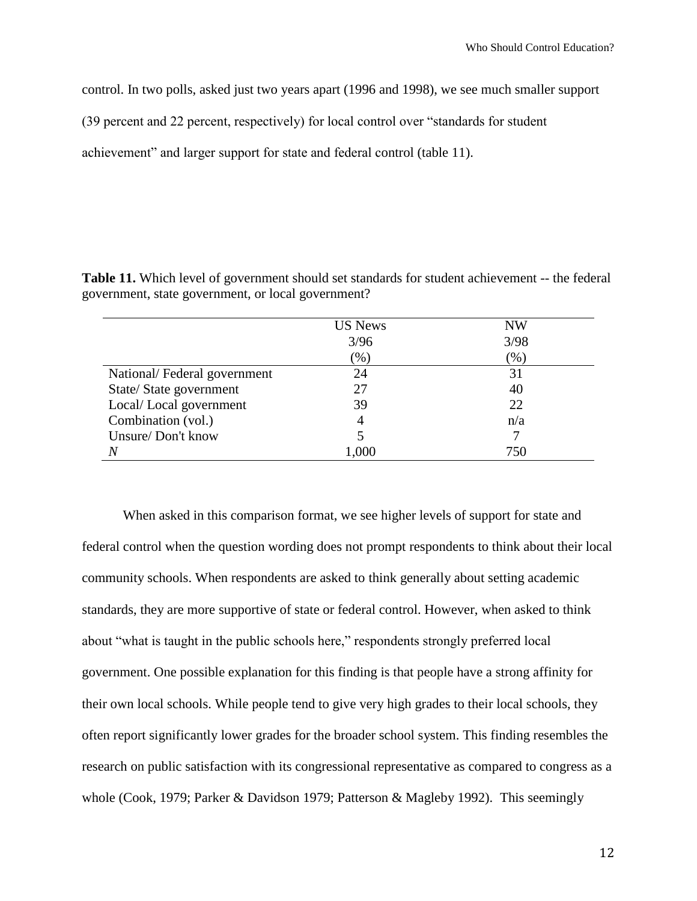control. In two polls, asked just two years apart (1996 and 1998), we see much smaller support (39 percent and 22 percent, respectively) for local control over "standards for student achievement" and larger support for state and federal control (table 11).

**Table 11.** Which level of government should set standards for student achievement -- the federal government, state government, or local government?

| | US News 3/96 (%) | NW 3/98 (%) |
|---|---|---|
| National/ Federal government | 24 | 31 |
| State/ State government | 27 | 40 |
| Local/ Local government | 39 | 22 |
| Combination (vol.) | 4 | n/a |
| Unsure/ Don't know | 5 | 7 |
| *N* | 1,000 | 750 |

When asked in this comparison format, we see higher levels of support for state and federal control when the question wording does not prompt respondents to think about their local community schools. When respondents are asked to think generally about setting academic standards, they are more supportive of state or federal control. However, when asked to think about "what is taught in the public schools here," respondents strongly preferred local government. One possible explanation for this finding is that people have a strong affinity for their own local schools. While people tend to give very high grades to their local schools, they often report significantly lower grades for the broader school system. This finding resembles the research on public satisfaction with its congressional representative as compared to congress as a whole (Cook, 1979; Parker & Davidson 1979; Patterson & Magleby 1992). This seemingly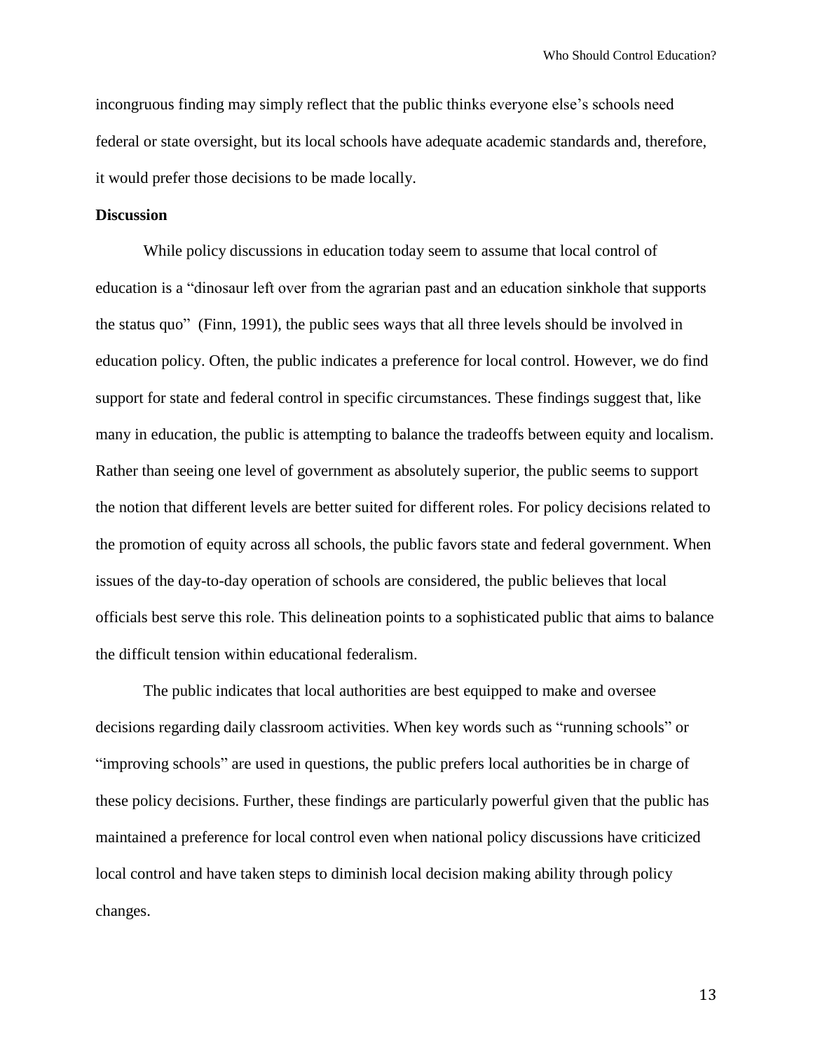incongruous finding may simply reflect that the public thinks everyone else's schools need federal or state oversight, but its local schools have adequate academic standards and, therefore, it would prefer those decisions to be made locally.

## Discussion

While policy discussions in education today seem to assume that local control of education is a "dinosaur left over from the agrarian past and an education sinkhole that supports the status quo" (Finn, 1991), the public sees ways that all three levels should be involved in education policy. Often, the public indicates a preference for local control. However, we do find support for state and federal control in specific circumstances. These findings suggest that, like many in education, the public is attempting to balance the tradeoffs between equity and localism. Rather than seeing one level of government as absolutely superior, the public seems to support the notion that different levels are better suited for different roles. For policy decisions related to the promotion of equity across all schools, the public favors state and federal government. When issues of the day-to-day operation of schools are considered, the public believes that local officials best serve this role. This delineation points to a sophisticated public that aims to balance the difficult tension within educational federalism.

The public indicates that local authorities are best equipped to make and oversee decisions regarding daily classroom activities. When key words such as "running schools" or "improving schools" are used in questions, the public prefers local authorities be in charge of these policy decisions. Further, these findings are particularly powerful given that the public has maintained a preference for local control even when national policy discussions have criticized local control and have taken steps to diminish local decision making ability through policy changes.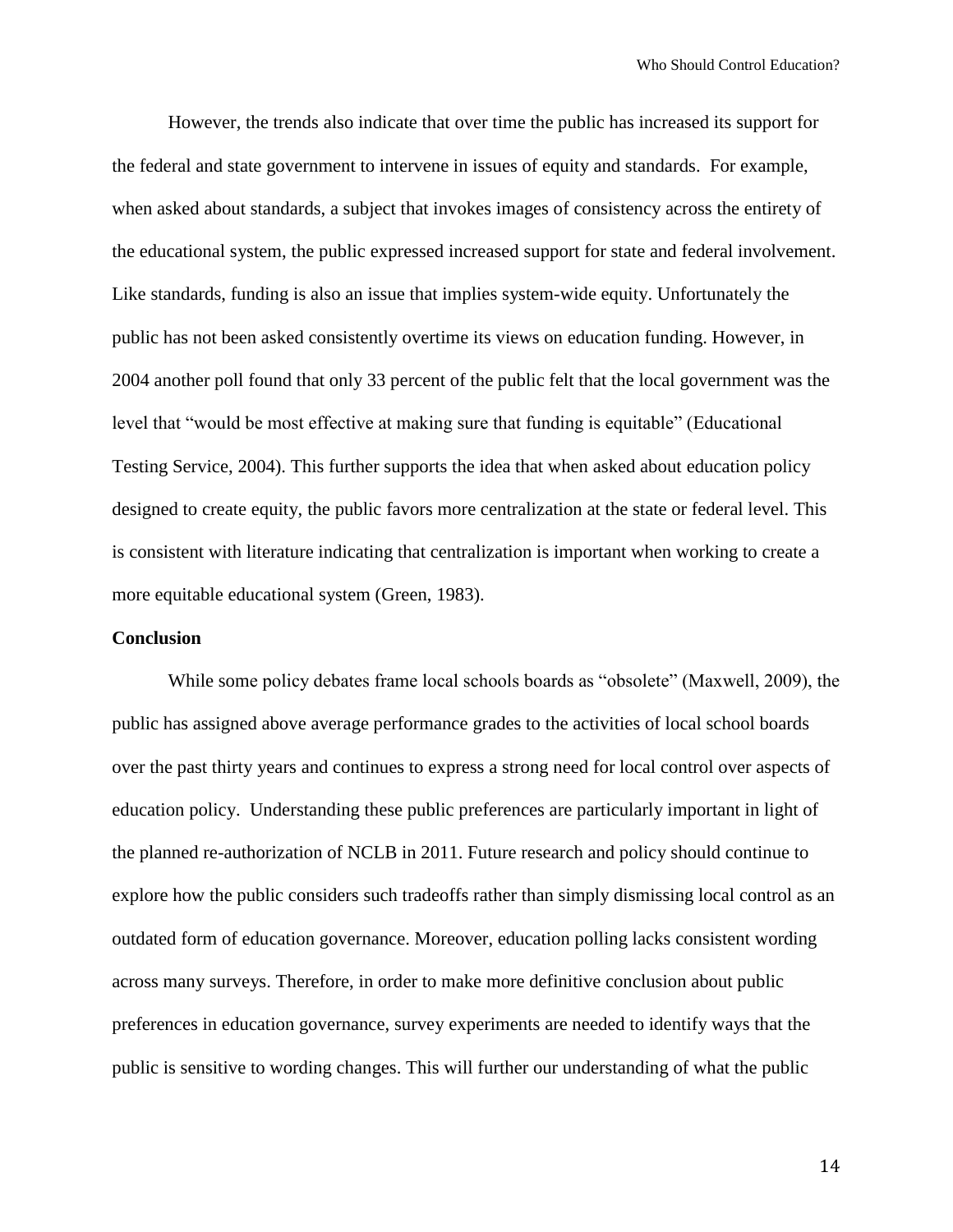However, the trends also indicate that over time the public has increased its support for the federal and state government to intervene in issues of equity and standards. For example, when asked about standards, a subject that invokes images of consistency across the entirety of the educational system, the public expressed increased support for state and federal involvement. Like standards, funding is also an issue that implies system-wide equity. Unfortunately the public has not been asked consistently overtime its views on education funding. However, in 2004 another poll found that only 33 percent of the public felt that the local government was the level that "would be most effective at making sure that funding is equitable" (Educational Testing Service, 2004). This further supports the idea that when asked about education policy designed to create equity, the public favors more centralization at the state or federal level. This is consistent with literature indicating that centralization is important when working to create a more equitable educational system (Green, 1983).

**Conclusion**

While some policy debates frame local schools boards as "obsolete" (Maxwell, 2009), the public has assigned above average performance grades to the activities of local school boards over the past thirty years and continues to express a strong need for local control over aspects of education policy. Understanding these public preferences are particularly important in light of the planned re-authorization of NCLB in 2011. Future research and policy should continue to explore how the public considers such tradeoffs rather than simply dismissing local control as an outdated form of education governance. Moreover, education polling lacks consistent wording across many surveys. Therefore, in order to make more definitive conclusion about public preferences in education governance, survey experiments are needed to identify ways that the public is sensitive to wording changes. This will further our understanding of what the public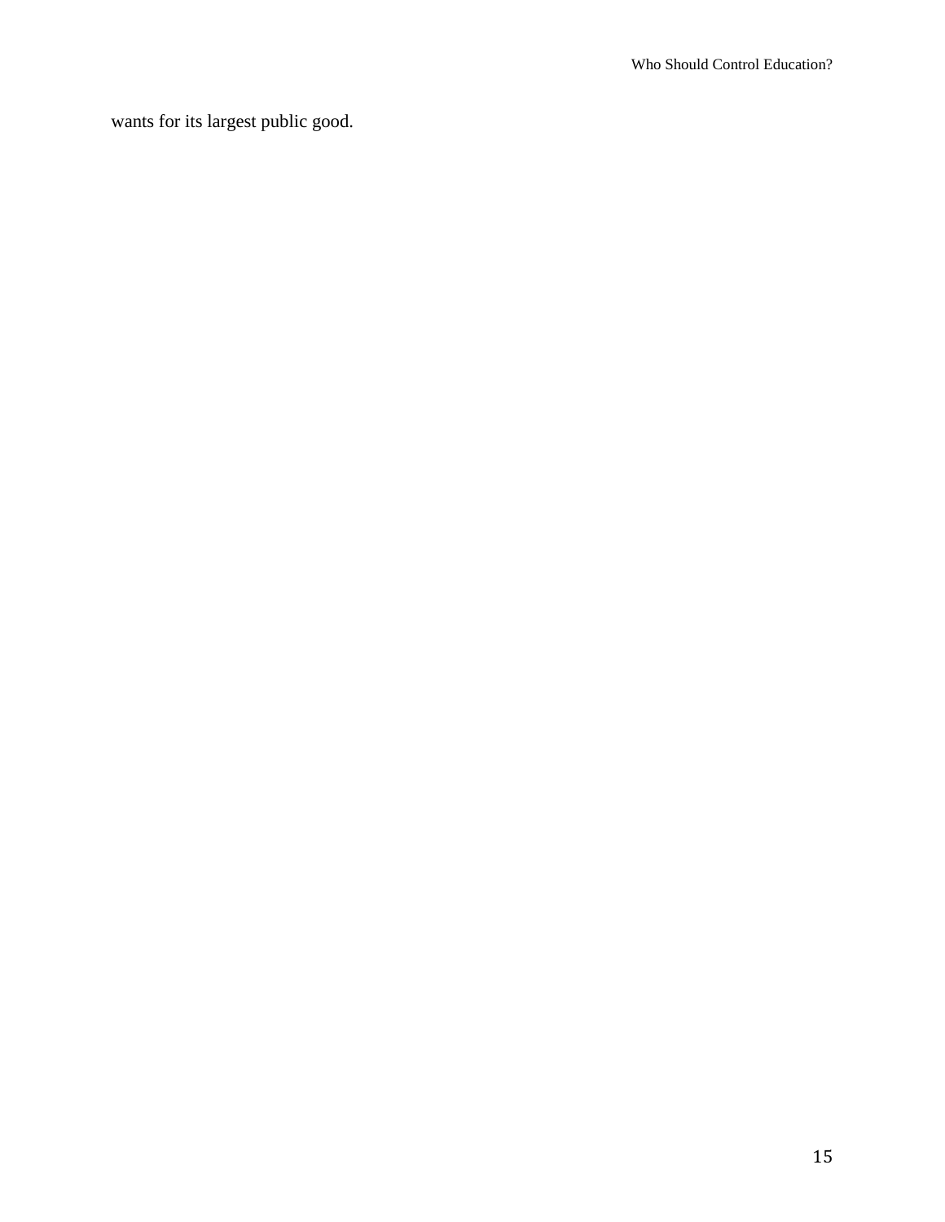wants for its largest public good.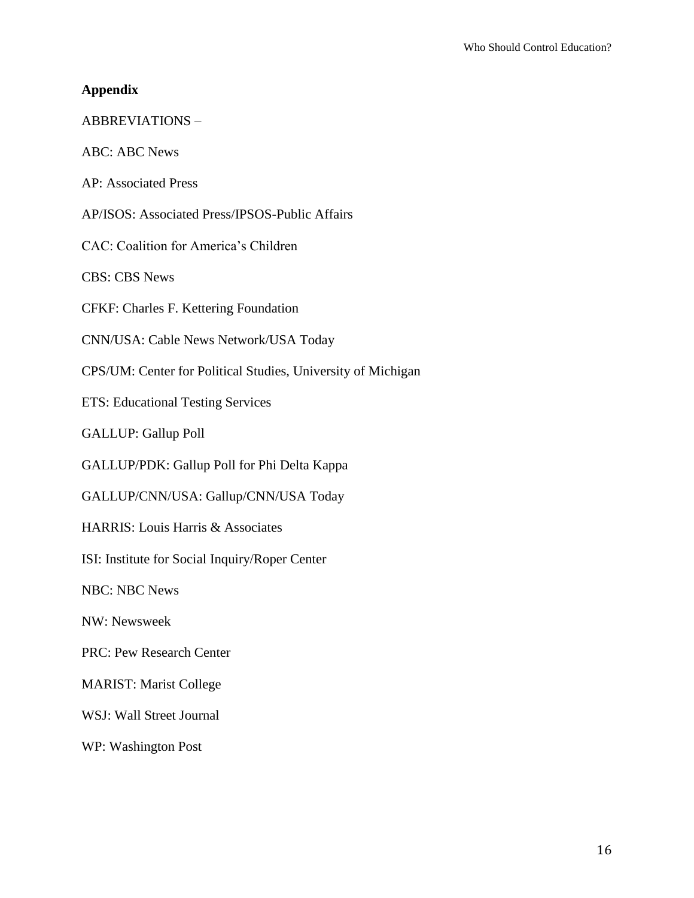**Appendix**

ABBREVIATIONS –

ABC: ABC News

AP: Associated Press

AP/ISOS: Associated Press/IPSOS-Public Affairs

CAC: Coalition for America's Children

CBS: CBS News

CFKF: Charles F. Kettering Foundation

CNN/USA: Cable News Network/USA Today

CPS/UM: Center for Political Studies, University of Michigan

ETS: Educational Testing Services

GALLUP: Gallup Poll

GALLUP/PDK: Gallup Poll for Phi Delta Kappa

GALLUP/CNN/USA: Gallup/CNN/USA Today

HARRIS: Louis Harris & Associates

ISI: Institute for Social Inquiry/Roper Center

NBC: NBC News

NW: Newsweek

PRC: Pew Research Center

MARIST: Marist College

WSJ: Wall Street Journal

WP: Washington Post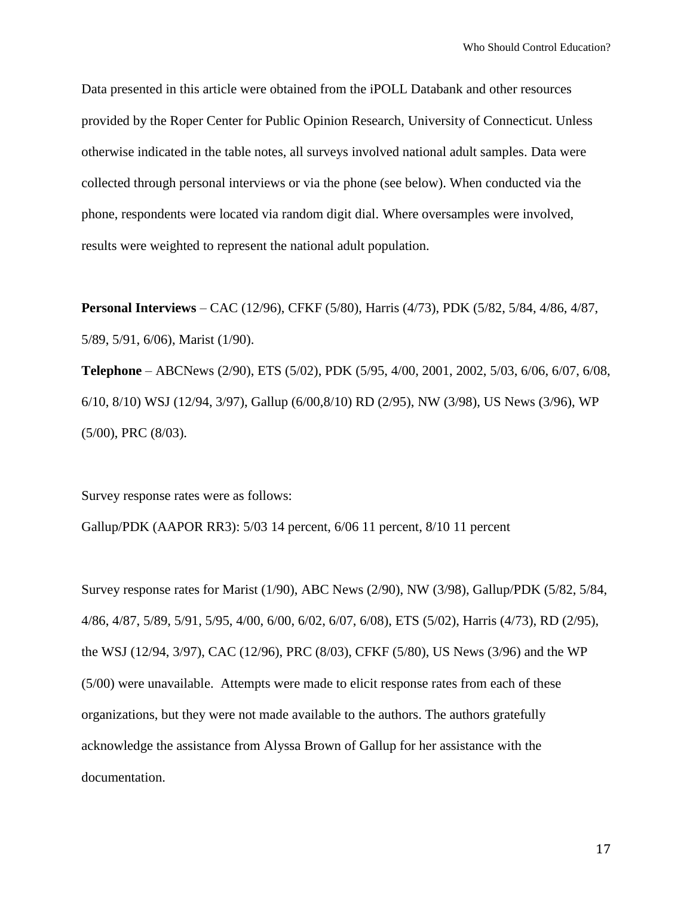Data presented in this article were obtained from the iPOLL Databank and other resources provided by the Roper Center for Public Opinion Research, University of Connecticut. Unless otherwise indicated in the table notes, all surveys involved national adult samples. Data were collected through personal interviews or via the phone (see below). When conducted via the phone, respondents were located via random digit dial. Where oversamples were involved, results were weighted to represent the national adult population.

**Personal Interviews** – CAC (12/96), CFKF (5/80), Harris (4/73), PDK (5/82, 5/84, 4/86, 4/87, 5/89, 5/91, 6/06), Marist (1/90).

**Telephone** – ABCNews (2/90), ETS (5/02), PDK (5/95, 4/00, 2001, 2002, 5/03, 6/06, 6/07, 6/08, 6/10, 8/10) WSJ (12/94, 3/97), Gallup (6/00,8/10) RD (2/95), NW (3/98), US News (3/96), WP (5/00), PRC (8/03).

Survey response rates were as follows:

Gallup/PDK (AAPOR RR3): 5/03 14 percent, 6/06 11 percent, 8/10 11 percent

Survey response rates for Marist (1/90), ABC News (2/90), NW (3/98), Gallup/PDK (5/82, 5/84, 4/86, 4/87, 5/89, 5/91, 5/95, 4/00, 6/00, 6/02, 6/07, 6/08), ETS (5/02), Harris (4/73), RD (2/95), the WSJ (12/94, 3/97), CAC (12/96), PRC (8/03), CFKF (5/80), US News (3/96) and the WP (5/00) were unavailable. Attempts were made to elicit response rates from each of these organizations, but they were not made available to the authors. The authors gratefully acknowledge the assistance from Alyssa Brown of Gallup for her assistance with the documentation.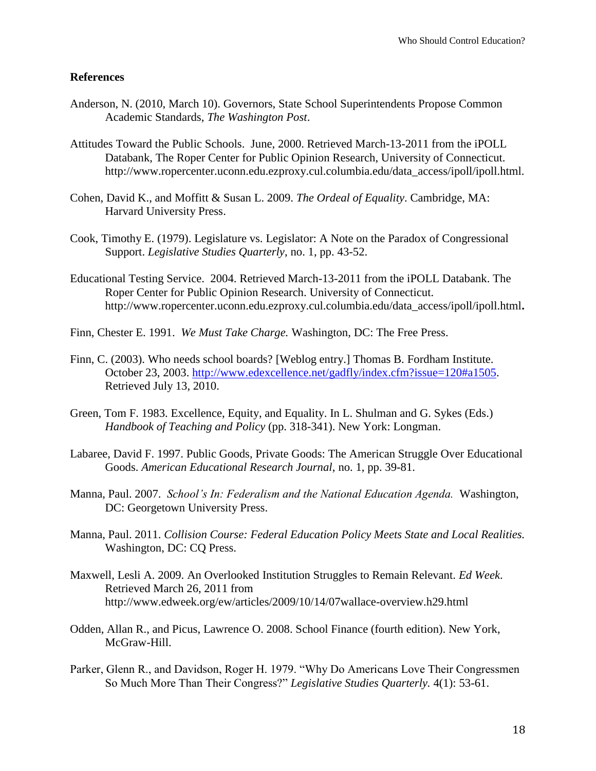## References

Anderson, N. (2010, March 10). Governors, State School Superintendents Propose Common Academic Standards, *The Washington Post*.

Attitudes Toward the Public Schools. June, 2000. Retrieved March-13-2011 from the iPOLL Databank, The Roper Center for Public Opinion Research, University of Connecticut. http://www.ropercenter.uconn.edu.ezproxy.cul.columbia.edu/data_access/ipoll/ipoll.html.

Cohen, David K., and Moffitt & Susan L. 2009. *The Ordeal of Equality*. Cambridge, MA: Harvard University Press.

Cook, Timothy E. (1979). Legislature vs. Legislator: A Note on the Paradox of Congressional Support. *Legislative Studies Quarterly*, no. 1, pp. 43-52.

Educational Testing Service. 2004. Retrieved March-13-2011 from the iPOLL Databank. The Roper Center for Public Opinion Research. University of Connecticut. http://www.ropercenter.uconn.edu.ezproxy.cul.columbia.edu/data_access/ipoll/ipoll.html**.**

Finn, Chester E. 1991. *We Must Take Charge.* Washington, DC: The Free Press.

Finn, C. (2003). Who needs school boards? [Weblog entry.] Thomas B. Fordham Institute. October 23, 2003. http://www.edexcellence.net/gadfly/index.cfm?issue=120#a1505. Retrieved July 13, 2010.

Green, Tom F. 1983. Excellence, Equity, and Equality. In L. Shulman and G. Sykes (Eds.) *Handbook of Teaching and Policy* (pp. 318-341). New York: Longman.

Labaree, David F. 1997. Public Goods, Private Goods: The American Struggle Over Educational Goods. *American Educational Research Journal*, no. 1, pp. 39-81.

Manna, Paul. 2007. *School's In: Federalism and the National Education Agenda.* Washington, DC: Georgetown University Press.

Manna, Paul. 2011. *Collision Course: Federal Education Policy Meets State and Local Realities.* Washington, DC: CQ Press.

Maxwell, Lesli A. 2009. An Overlooked Institution Struggles to Remain Relevant. *Ed Week.* Retrieved March 26, 2011 from http://www.edweek.org/ew/articles/2009/10/14/07wallace-overview.h29.html

Odden, Allan R., and Picus, Lawrence O. 2008. School Finance (fourth edition). New York, McGraw-Hill.

Parker, Glenn R., and Davidson, Roger H. 1979. "Why Do Americans Love Their Congressmen So Much More Than Their Congress?" *Legislative Studies Quarterly.* 4(1): 53-61.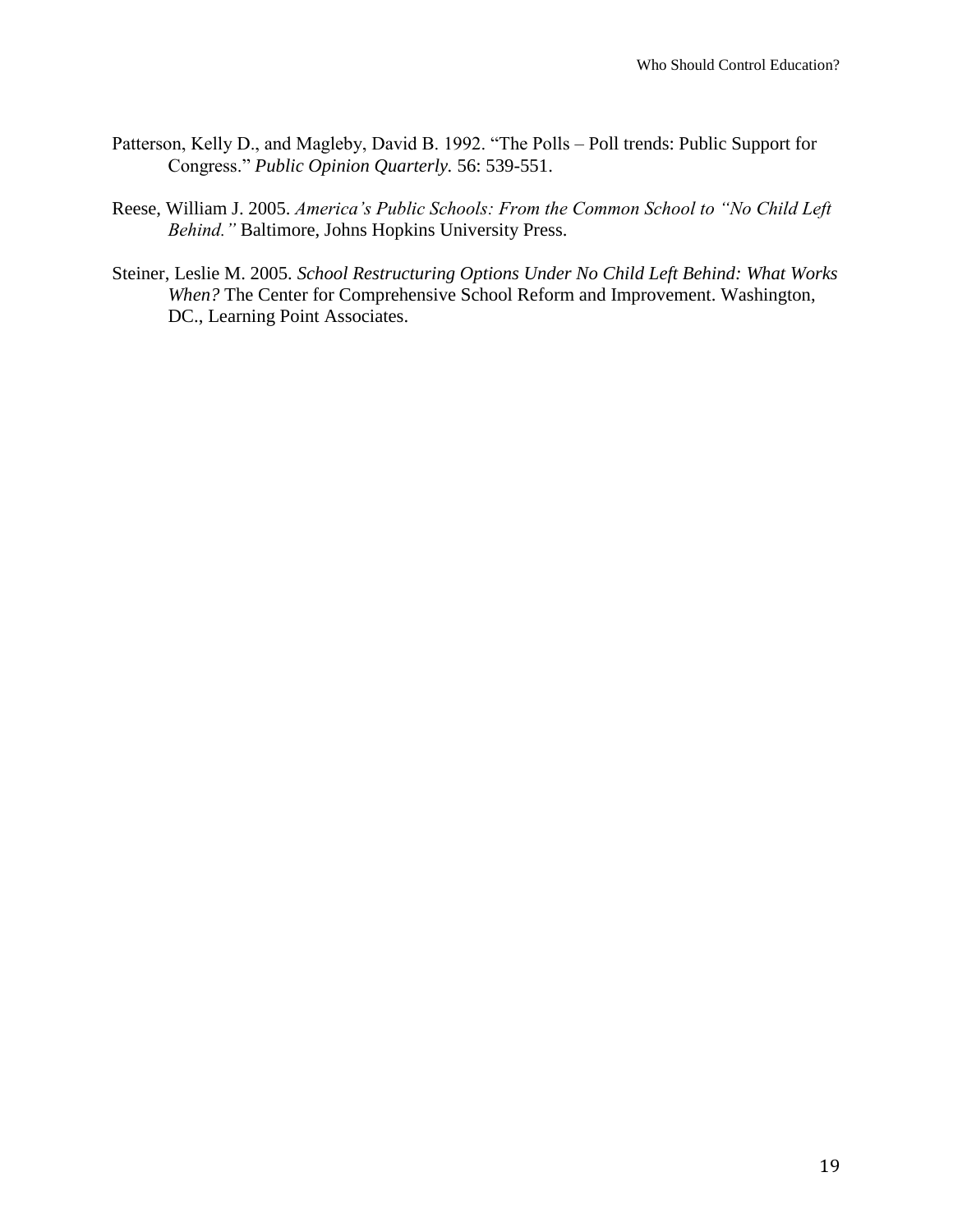Patterson, Kelly D., and Magleby, David B. 1992. “The Polls – Poll trends: Public Support for Congress.” *Public Opinion Quarterly.* 56: 539-551.

Reese, William J. 2005. *America’s Public Schools: From the Common School to “No Child Left Behind.”* Baltimore, Johns Hopkins University Press.

Steiner, Leslie M. 2005. *School Restructuring Options Under No Child Left Behind: What Works When?* The Center for Comprehensive School Reform and Improvement. Washington, DC., Learning Point Associates.